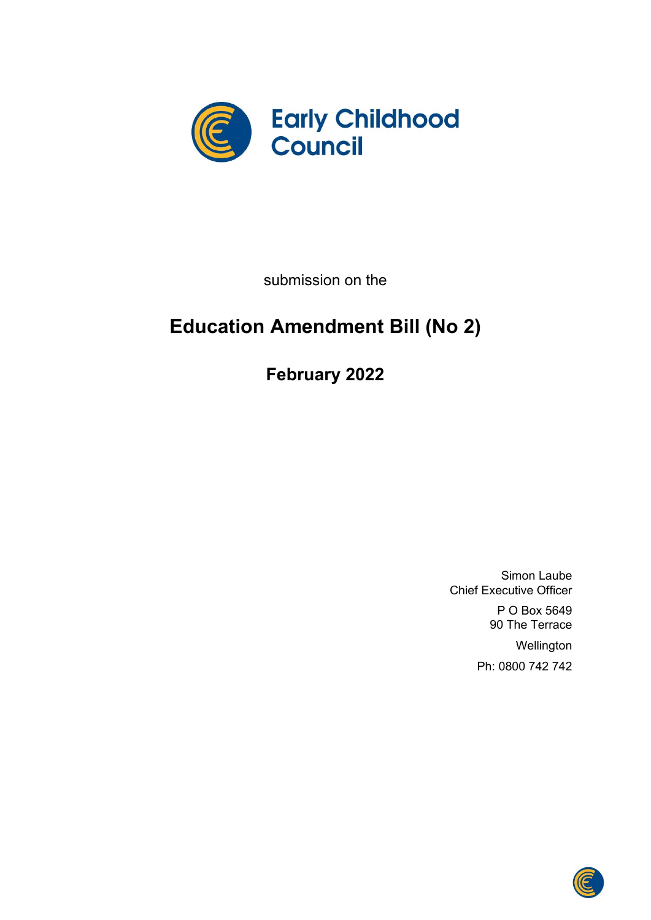Early Childhood Council

submission on the

# Education Amendment Bill (No 2)

## February 2022

Simon Laube
Chief Executive Officer

P O Box 5649
90 The Terrace

Wellington

Ph: 0800 742 742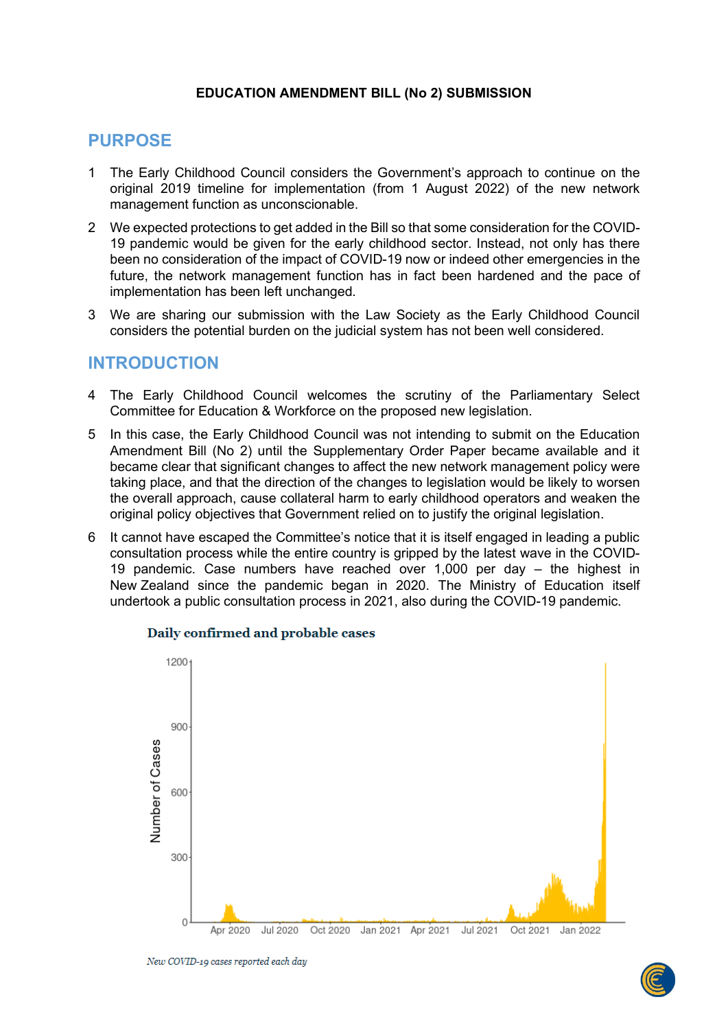**EDUCATION AMENDMENT BILL (No 2) SUBMISSION**

## PURPOSE

1. The Early Childhood Council considers the Government's approach to continue on the original 2019 timeline for implementation (from 1 August 2022) of the new network management function as unconscionable.
2. We expected protections to get added in the Bill so that some consideration for the COVID-19 pandemic would be given for the early childhood sector. Instead, not only has there been no consideration of the impact of COVID-19 now or indeed other emergencies in the future, the network management function has in fact been hardened and the pace of implementation has been left unchanged.
3. We are sharing our submission with the Law Society as the Early Childhood Council considers the potential burden on the judicial system has not been well considered.

## INTRODUCTION

4. The Early Childhood Council welcomes the scrutiny of the Parliamentary Select Committee for Education & Workforce on the proposed new legislation.
5. In this case, the Early Childhood Council was not intending to submit on the Education Amendment Bill (No 2) until the Supplementary Order Paper became available and it became clear that significant changes to affect the new network management policy were taking place, and that the direction of the changes to legislation would be likely to worsen the overall approach, cause collateral harm to early childhood operators and weaken the original policy objectives that Government relied on to justify the original legislation.
6. It cannot have escaped the Committee's notice that it is itself engaged in leading a public consultation process while the entire country is gripped by the latest wave in the COVID-19 pandemic. Case numbers have reached over 1,000 per day – the highest in New Zealand since the pandemic began in 2020. The Ministry of Education itself undertook a public consultation process in 2021, also during the COVID-19 pandemic.

**Daily confirmed and probable cases**

*New COVID-19 cases reported each day*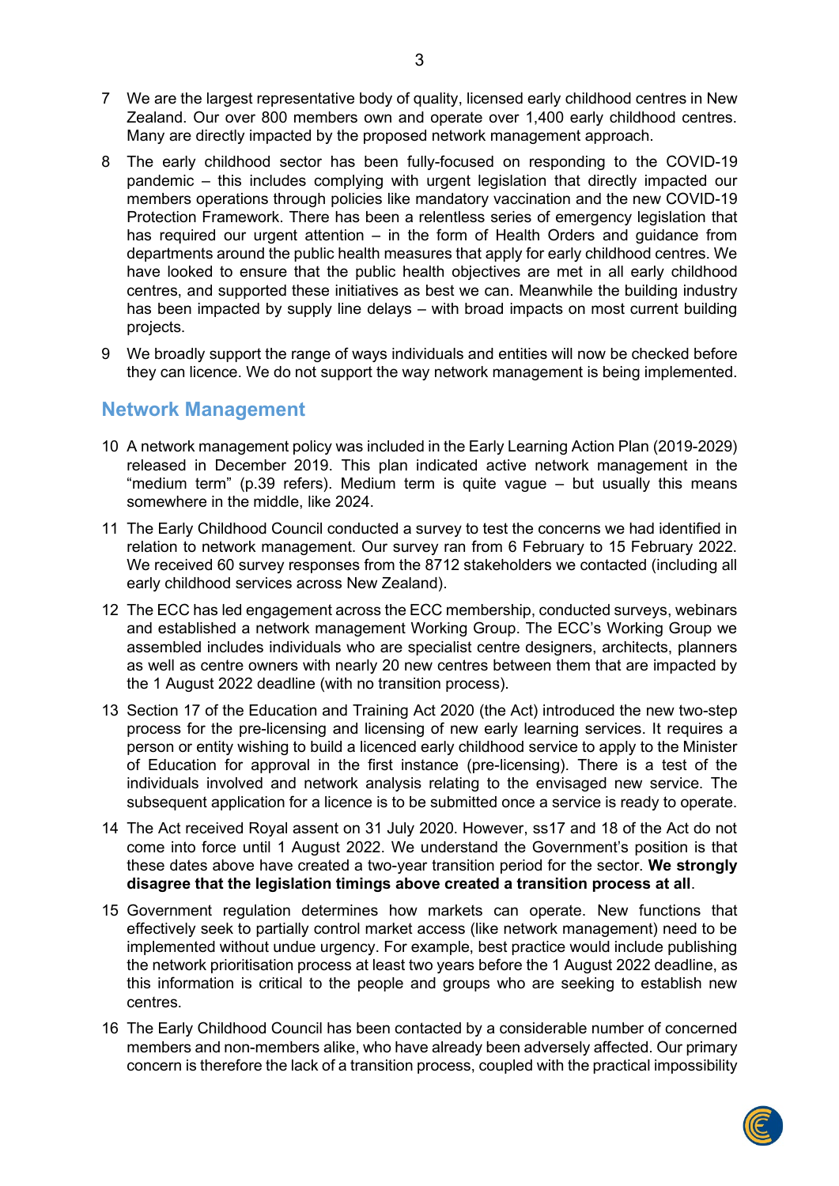7 We are the largest representative body of quality, licensed early childhood centres in New Zealand. Our over 800 members own and operate over 1,400 early childhood centres. Many are directly impacted by the proposed network management approach.

8 The early childhood sector has been fully-focused on responding to the COVID-19 pandemic – this includes complying with urgent legislation that directly impacted our members operations through policies like mandatory vaccination and the new COVID-19 Protection Framework. There has been a relentless series of emergency legislation that has required our urgent attention – in the form of Health Orders and guidance from departments around the public health measures that apply for early childhood centres. We have looked to ensure that the public health objectives are met in all early childhood centres, and supported these initiatives as best we can. Meanwhile the building industry has been impacted by supply line delays – with broad impacts on most current building projects.

9 We broadly support the range of ways individuals and entities will now be checked before they can licence. We do not support the way network management is being implemented.

## Network Management

10 A network management policy was included in the Early Learning Action Plan (2019-2029) released in December 2019. This plan indicated active network management in the "medium term" (p.39 refers). Medium term is quite vague – but usually this means somewhere in the middle, like 2024.

11 The Early Childhood Council conducted a survey to test the concerns we had identified in relation to network management. Our survey ran from 6 February to 15 February 2022. We received 60 survey responses from the 8712 stakeholders we contacted (including all early childhood services across New Zealand).

12 The ECC has led engagement across the ECC membership, conducted surveys, webinars and established a network management Working Group. The ECC's Working Group we assembled includes individuals who are specialist centre designers, architects, planners as well as centre owners with nearly 20 new centres between them that are impacted by the 1 August 2022 deadline (with no transition process).

13 Section 17 of the Education and Training Act 2020 (the Act) introduced the new two-step process for the pre-licensing and licensing of new early learning services. It requires a person or entity wishing to build a licenced early childhood service to apply to the Minister of Education for approval in the first instance (pre-licensing). There is a test of the individuals involved and network analysis relating to the envisaged new service. The subsequent application for a licence is to be submitted once a service is ready to operate.

14 The Act received Royal assent on 31 July 2020. However, ss17 and 18 of the Act do not come into force until 1 August 2022. We understand the Government's position is that these dates above have created a two-year transition period for the sector. **We strongly disagree that the legislation timings above created a transition process at all**.

15 Government regulation determines how markets can operate. New functions that effectively seek to partially control market access (like network management) need to be implemented without undue urgency. For example, best practice would include publishing the network prioritisation process at least two years before the 1 August 2022 deadline, as this information is critical to the people and groups who are seeking to establish new centres.

16 The Early Childhood Council has been contacted by a considerable number of concerned members and non-members alike, who have already been adversely affected. Our primary concern is therefore the lack of a transition process, coupled with the practical impossibility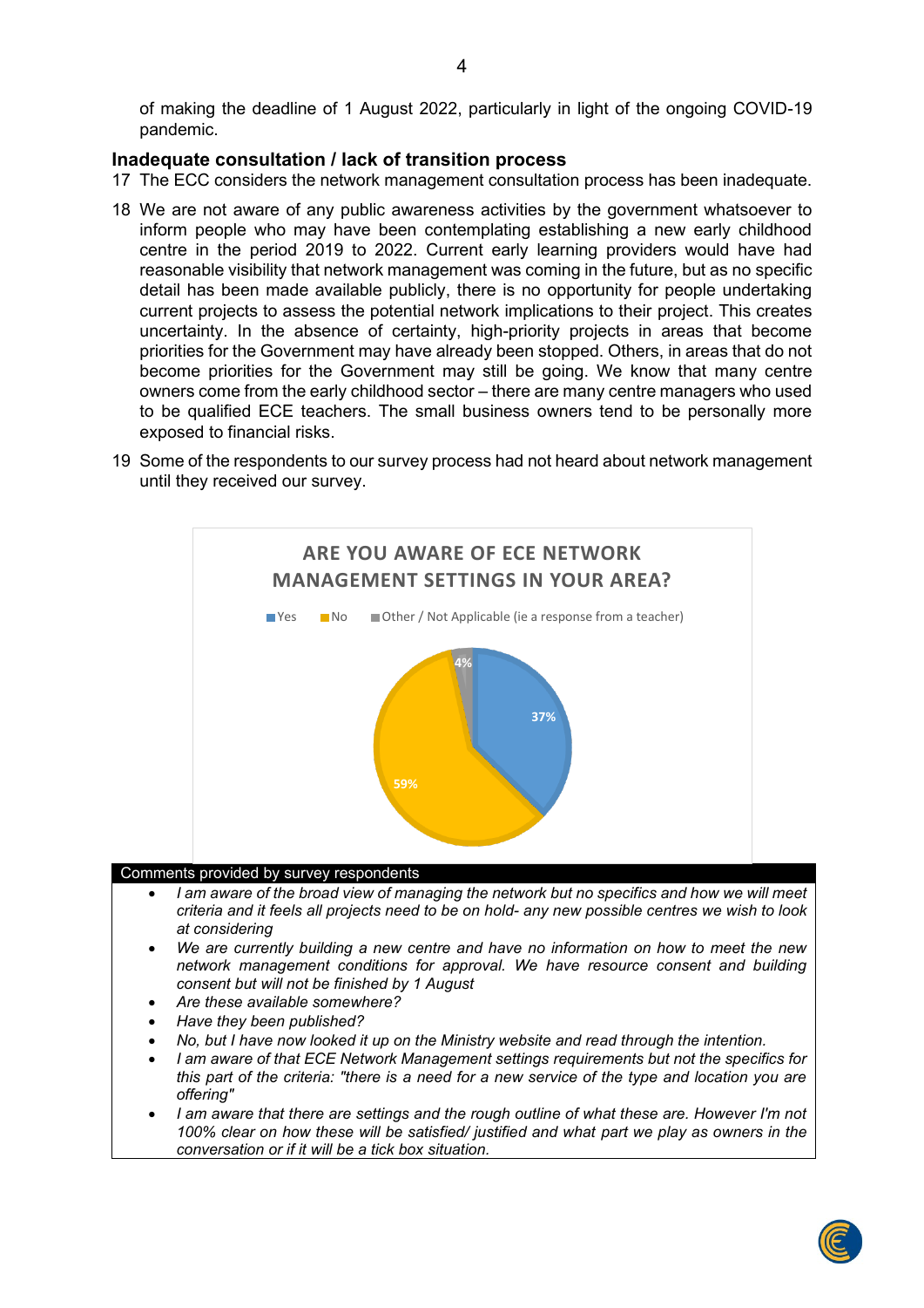of making the deadline of 1 August 2022, particularly in light of the ongoing COVID-19 pandemic.

### Inadequate consultation / lack of transition process

17 The ECC considers the network management consultation process has been inadequate.

18 We are not aware of any public awareness activities by the government whatsoever to inform people who may have been contemplating establishing a new early childhood centre in the period 2019 to 2022. Current early learning providers would have had reasonable visibility that network management was coming in the future, but as no specific detail has been made available publicly, there is no opportunity for people undertaking current projects to assess the potential network implications to their project. This creates uncertainty. In the absence of certainty, high-priority projects in areas that become priorities for the Government may have already been stopped. Others, in areas that do not become priorities for the Government may still be going. We know that many centre owners come from the early childhood sector – there are many centre managers who used to be qualified ECE teachers. The small business owners tend to be personally more exposed to financial risks.

19 Some of the respondents to our survey process had not heard about network management until they received our survey.

**ARE YOU AWARE OF ECE NETWORK MANAGEMENT SETTINGS IN YOUR AREA?**

| Response | Percentage |
|---|---|
| Yes | 37% |
| No | 59% |
| Other / Not Applicable (ie a response from a teacher) | 4% |

| Comments provided by survey respondents |
|---|
| • *I am aware of the broad view of managing the network but no specifics and how we will meet criteria and it feels all projects need to be on hold- any new possible centres we wish to look at considering*<br>• *We are currently building a new centre and have no information on how to meet the new network management conditions for approval. We have resource consent and building consent but will not be finished by 1 August*<br>• *Are these available somewhere?*<br>• *Have they been published?*<br>• *No, but I have now looked it up on the Ministry website and read through the intention.*<br>• *I am aware of that ECE Network Management settings requirements but not the specifics for this part of the criteria: "there is a need for a new service of the type and location you are offering"*<br>• *I am aware that there are settings and the rough outline of what these are. However I'm not 100% clear on how these will be satisfied/ justified and what part we play as owners in the conversation or if it will be a tick box situation.* |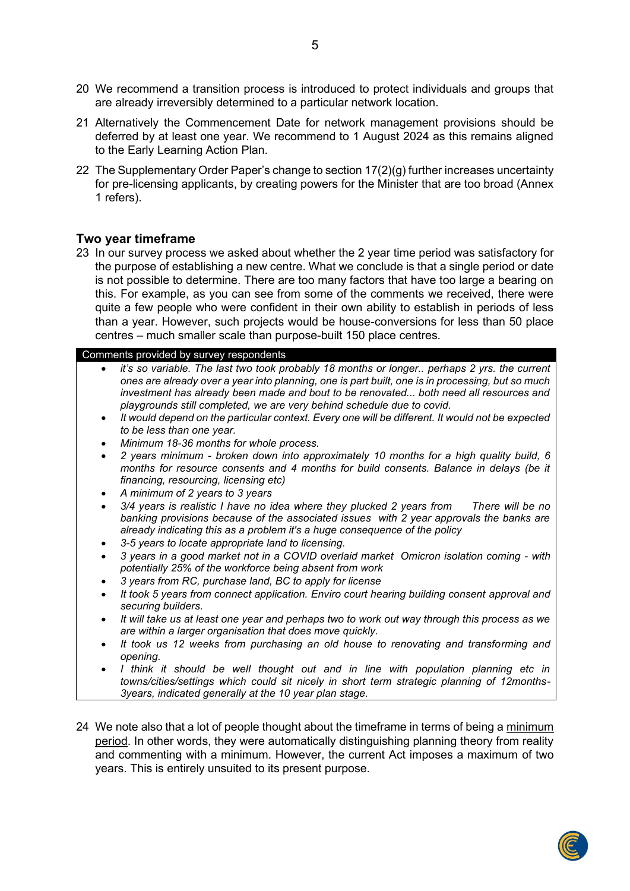20 We recommend a transition process is introduced to protect individuals and groups that are already irreversibly determined to a particular network location.

21 Alternatively the Commencement Date for network management provisions should be deferred by at least one year. We recommend to 1 August 2024 as this remains aligned to the Early Learning Action Plan.

22 The Supplementary Order Paper's change to section 17(2)(g) further increases uncertainty for pre-licensing applicants, by creating powers for the Minister that are too broad (Annex 1 refers).

## Two year timeframe

23 In our survey process we asked about whether the 2 year time period was satisfactory for the purpose of establishing a new centre. What we conclude is that a single period or date is not possible to determine. There are too many factors that have too large a bearing on this. For example, as you can see from some of the comments we received, there were quite a few people who were confident in their own ability to establish in periods of less than a year. However, such projects would be house-conversions for less than 50 place centres – much smaller scale than purpose-built 150 place centres.

| Comments provided by survey respondents |
|---|
| • *it's so variable. The last two took probably 18 months or longer.. perhaps 2 yrs. the current ones are already over a year into planning, one is part built, one is in processing, but so much investment has already been made and bout to be renovated... both need all resources and playgrounds still completed, we are very behind schedule due to covid.* |
| • *It would depend on the particular context. Every one will be different. It would not be expected to be less than one year.* |
| • *Minimum 18-36 months for whole process.* |
| • *2 years minimum - broken down into approximately 10 months for a high quality build, 6 months for resource consents and 4 months for build consents. Balance in delays (be it financing, resourcing, licensing etc)* |
| • *A minimum of 2 years to 3 years* |
| • *3/4 years is realistic I have no idea where they plucked 2 years from There will be no banking provisions because of the associated issues with 2 year approvals the banks are already indicating this as a problem it's a huge consequence of the policy* |
| • *3-5 years to locate appropriate land to licensing.* |
| • *3 years in a good market not in a COVID overlaid market Omicron isolation coming - with potentially 25% of the workforce being absent from work* |
| • *3 years from RC, purchase land, BC to apply for license* |
| • *It took 5 years from connect application. Enviro court hearing building consent approval and securing builders.* |
| • *It will take us at least one year and perhaps two to work out way through this process as we are within a larger organisation that does move quickly.* |
| • *It took us 12 weeks from purchasing an old house to renovating and transforming and opening.* |
| • *I think it should be well thought out and in line with population planning etc in towns/cities/settings which could sit nicely in short term strategic planning of 12months-3years, indicated generally at the 10 year plan stage.* |

24 We note also that a lot of people thought about the timeframe in terms of being a <u>minimum period</u>. In other words, they were automatically distinguishing planning theory from reality and commenting with a minimum. However, the current Act imposes a maximum of two years. This is entirely unsuited to its present purpose.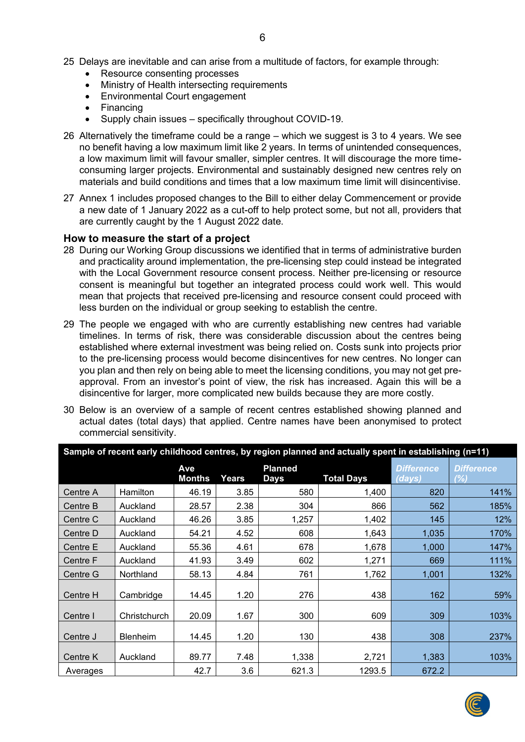25 Delays are inevitable and can arise from a multitude of factors, for example through:
- Resource consenting processes
- Ministry of Health intersecting requirements
- Environmental Court engagement
- Financing
- Supply chain issues – specifically throughout COVID-19.

26 Alternatively the timeframe could be a range – which we suggest is 3 to 4 years. We see no benefit having a low maximum limit like 2 years. In terms of unintended consequences, a low maximum limit will favour smaller, simpler centres. It will discourage the more time-consuming larger projects. Environmental and sustainably designed new centres rely on materials and build conditions and times that a low maximum time limit will disincentivise.

27 Annex 1 includes proposed changes to the Bill to either delay Commencement or provide a new date of 1 January 2022 as a cut-off to help protect some, but not all, providers that are currently caught by the 1 August 2022 date.

### How to measure the start of a project

28 During our Working Group discussions we identified that in terms of administrative burden and practicality around implementation, the pre-licensing step could instead be integrated with the Local Government resource consent process. Neither pre-licensing or resource consent is meaningful but together an integrated process could work well. This would mean that projects that received pre-licensing and resource consent could proceed with less burden on the individual or group seeking to establish the centre.

29 The people we engaged with who are currently establishing new centres had variable timelines. In terms of risk, there was considerable discussion about the centres being established where external investment was being relied on. Costs sunk into projects prior to the pre-licensing process would become disincentives for new centres. No longer can you plan and then rely on being able to meet the licensing conditions, you may not get pre-approval. From an investor's point of view, the risk has increased. Again this will be a disincentive for larger, more complicated new builds because they are more costly.

30 Below is an overview of a sample of recent centres established showing planned and actual dates (total days) that applied. Centre names have been anonymised to protect commercial sensitivity.

**Sample of recent early childhood centres, by region planned and actually spent in establishing (n=11)**

| | | Ave Months | Years | Planned Days | Total Days | *Difference (days)* | *Difference (%)* |
|---|---|---|---|---|---|---|---|
| Centre A | Hamilton | 46.19 | 3.85 | 580 | 1,400 | 820 | 141% |
| Centre B | Auckland | 28.57 | 2.38 | 304 | 866 | 562 | 185% |
| Centre C | Auckland | 46.26 | 3.85 | 1,257 | 1,402 | 145 | 12% |
| Centre D | Auckland | 54.21 | 4.52 | 608 | 1,643 | 1,035 | 170% |
| Centre E | Auckland | 55.36 | 4.61 | 678 | 1,678 | 1,000 | 147% |
| Centre F | Auckland | 41.93 | 3.49 | 602 | 1,271 | 669 | 111% |
| Centre G | Northland | 58.13 | 4.84 | 761 | 1,762 | 1,001 | 132% |
| Centre H | Cambridge | 14.45 | 1.20 | 276 | 438 | 162 | 59% |
| Centre I | Christchurch | 20.09 | 1.67 | 300 | 609 | 309 | 103% |
| Centre J | Blenheim | 14.45 | 1.20 | 130 | 438 | 308 | 237% |
| Centre K | Auckland | 89.77 | 7.48 | 1,338 | 2,721 | 1,383 | 103% |
| Averages | | 42.7 | 3.6 | 621.3 | 1293.5 | 672.2 | |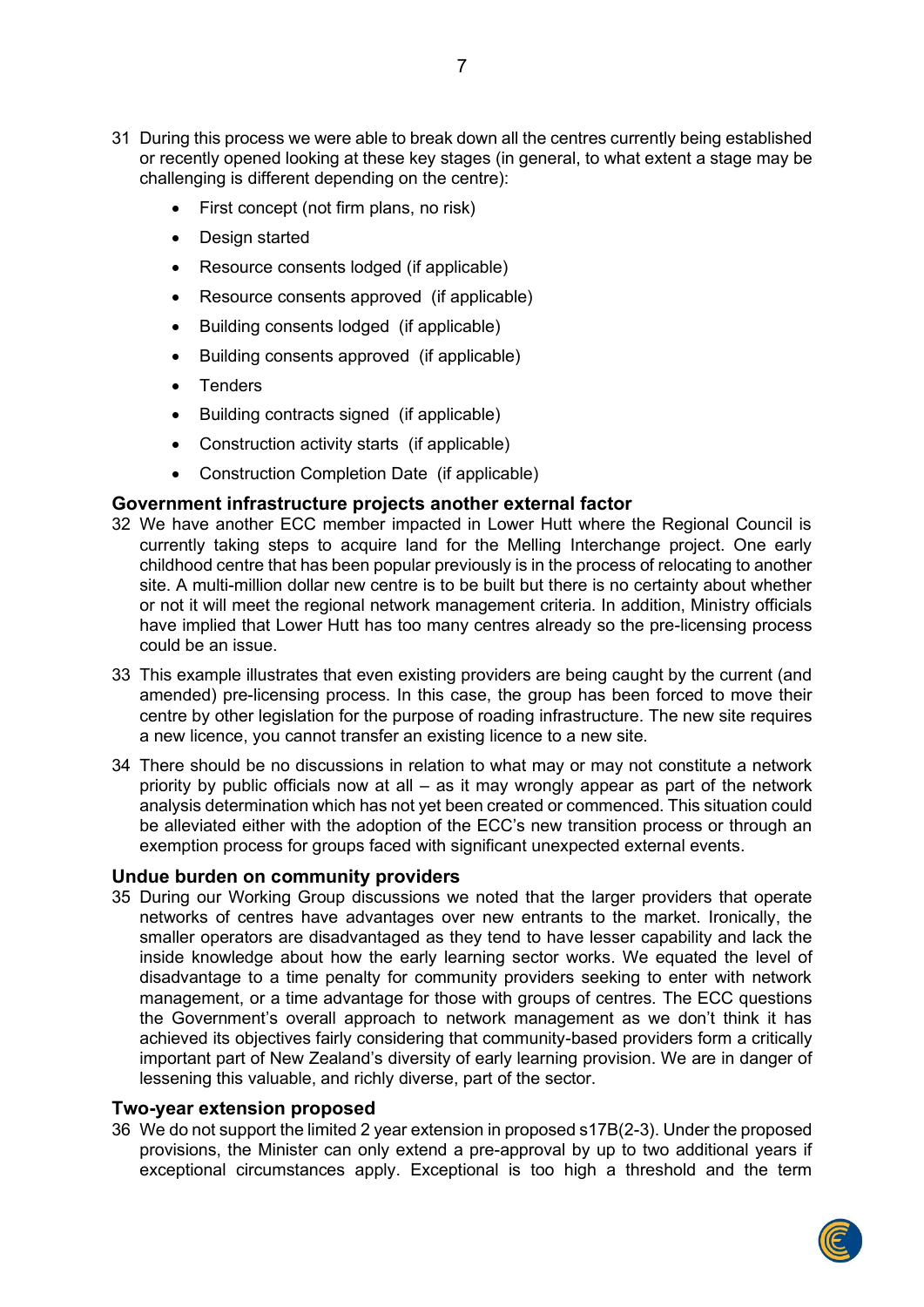31 During this process we were able to break down all the centres currently being established or recently opened looking at these key stages (in general, to what extent a stage may be challenging is different depending on the centre):

- First concept (not firm plans, no risk)
- Design started
- Resource consents lodged (if applicable)
- Resource consents approved (if applicable)
- Building consents lodged (if applicable)
- Building consents approved (if applicable)
- Tenders
- Building contracts signed (if applicable)
- Construction activity starts (if applicable)
- Construction Completion Date (if applicable)

### Government infrastructure projects another external factor

32 We have another ECC member impacted in Lower Hutt where the Regional Council is currently taking steps to acquire land for the Melling Interchange project. One early childhood centre that has been popular previously is in the process of relocating to another site. A multi-million dollar new centre is to be built but there is no certainty about whether or not it will meet the regional network management criteria. In addition, Ministry officials have implied that Lower Hutt has too many centres already so the pre-licensing process could be an issue.

33 This example illustrates that even existing providers are being caught by the current (and amended) pre-licensing process. In this case, the group has been forced to move their centre by other legislation for the purpose of roading infrastructure. The new site requires a new licence, you cannot transfer an existing licence to a new site.

34 There should be no discussions in relation to what may or may not constitute a network priority by public officials now at all – as it may wrongly appear as part of the network analysis determination which has not yet been created or commenced. This situation could be alleviated either with the adoption of the ECC's new transition process or through an exemption process for groups faced with significant unexpected external events.

### Undue burden on community providers

35 During our Working Group discussions we noted that the larger providers that operate networks of centres have advantages over new entrants to the market. Ironically, the smaller operators are disadvantaged as they tend to have lesser capability and lack the inside knowledge about how the early learning sector works. We equated the level of disadvantage to a time penalty for community providers seeking to enter with network management, or a time advantage for those with groups of centres. The ECC questions the Government's overall approach to network management as we don't think it has achieved its objectives fairly considering that community-based providers form a critically important part of New Zealand's diversity of early learning provision. We are in danger of lessening this valuable, and richly diverse, part of the sector.

### Two-year extension proposed

36 We do not support the limited 2 year extension in proposed s17B(2-3). Under the proposed provisions, the Minister can only extend a pre-approval by up to two additional years if exceptional circumstances apply. Exceptional is too high a threshold and the term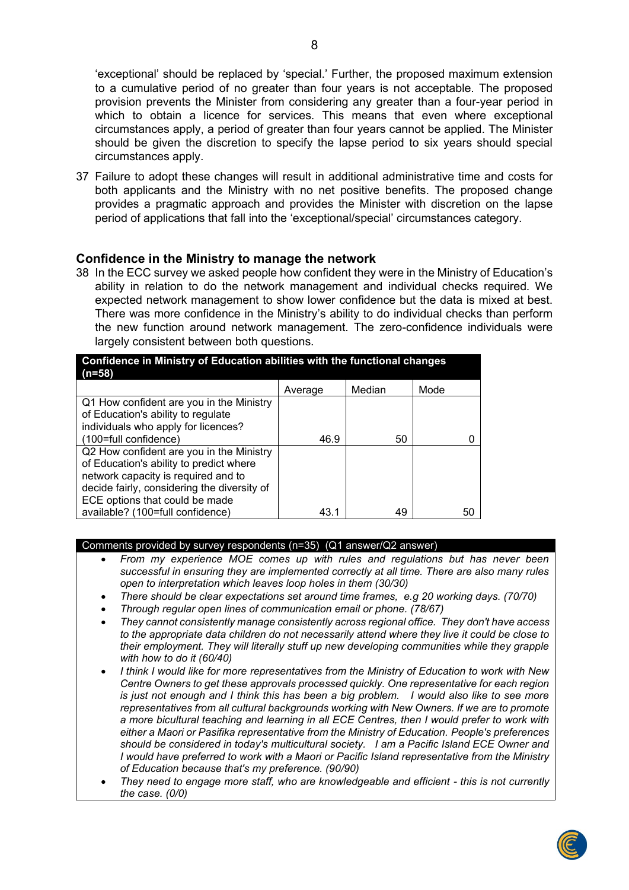'exceptional' should be replaced by 'special.' Further, the proposed maximum extension to a cumulative period of no greater than four years is not acceptable. The proposed provision prevents the Minister from considering any greater than a four-year period in which to obtain a licence for services. This means that even where exceptional circumstances apply, a period of greater than four years cannot be applied. The Minister should be given the discretion to specify the lapse period to six years should special circumstances apply.

37 Failure to adopt these changes will result in additional administrative time and costs for both applicants and the Ministry with no net positive benefits. The proposed change provides a pragmatic approach and provides the Minister with discretion on the lapse period of applications that fall into the 'exceptional/special' circumstances category.

## Confidence in the Ministry to manage the network

38 In the ECC survey we asked people how confident they were in the Ministry of Education's ability in relation to do the network management and individual checks required. We expected network management to show lower confidence but the data is mixed at best. There was more confidence in the Ministry's ability to do individual checks than perform the new function around network management. The zero-confidence individuals were largely consistent between both questions.

| Confidence in Ministry of Education abilities with the functional changes (n=58) | | | |
|---|---|---|---|
| | Average | Median | Mode |
| Q1 How confident are you in the Ministry of Education's ability to regulate individuals who apply for licences? (100=full confidence) | 46.9 | 50 | 0 |
| Q2 How confident are you in the Ministry of Education's ability to predict where network capacity is required and to decide fairly, considering the diversity of ECE options that could be made available? (100=full confidence) | 43.1 | 49 | 50 |

**Comments provided by survey respondents (n=35) (Q1 answer/Q2 answer)**

- *From my experience MOE comes up with rules and regulations but has never been successful in ensuring they are implemented correctly at all time. There are also many rules open to interpretation which leaves loop holes in them (30/30)*
- *There should be clear expectations set around time frames, e.g 20 working days. (70/70)*
- *Through regular open lines of communication email or phone. (78/67)*
- *They cannot consistently manage consistently across regional office. They don't have access to the appropriate data children do not necessarily attend where they live it could be close to their employment. They will literally stuff up new developing communities while they grapple with how to do it (60/40)*
- *I think I would like for more representatives from the Ministry of Education to work with New Centre Owners to get these approvals processed quickly. One representative for each region is just not enough and I think this has been a big problem. I would also like to see more representatives from all cultural backgrounds working with New Owners. If we are to promote a more bicultural teaching and learning in all ECE Centres, then I would prefer to work with either a Maori or Pasifika representative from the Ministry of Education. People's preferences should be considered in today's multicultural society. I am a Pacific Island ECE Owner and I would have preferred to work with a Maori or Pacific Island representative from the Ministry of Education because that's my preference. (90/90)*
- *They need to engage more staff, who are knowledgeable and efficient - this is not currently the case. (0/0)*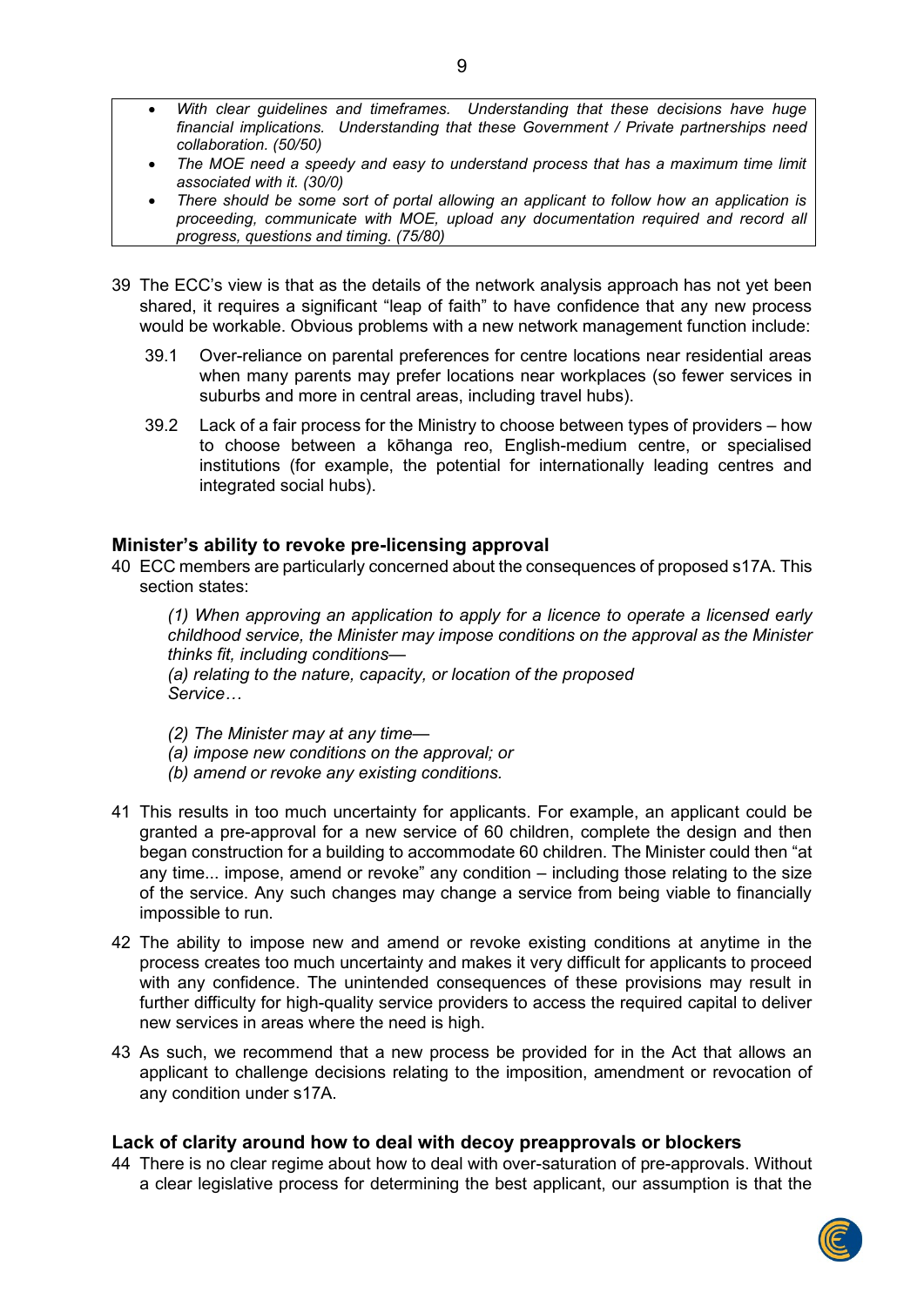- *With clear guidelines and timeframes. Understanding that these decisions have huge financial implications. Understanding that these Government / Private partnerships need collaboration. (50/50)*
- *The MOE need a speedy and easy to understand process that has a maximum time limit associated with it. (30/0)*
- *There should be some sort of portal allowing an applicant to follow how an application is proceeding, communicate with MOE, upload any documentation required and record all progress, questions and timing. (75/80)*

39 The ECC's view is that as the details of the network analysis approach has not yet been shared, it requires a significant "leap of faith" to have confidence that any new process would be workable. Obvious problems with a new network management function include:

39.1 Over-reliance on parental preferences for centre locations near residential areas when many parents may prefer locations near workplaces (so fewer services in suburbs and more in central areas, including travel hubs).

39.2 Lack of a fair process for the Ministry to choose between types of providers – how to choose between a kōhanga reo, English-medium centre, or specialised institutions (for example, the potential for internationally leading centres and integrated social hubs).

## Minister's ability to revoke pre-licensing approval

40 ECC members are particularly concerned about the consequences of proposed s17A. This section states:

> *(1) When approving an application to apply for a licence to operate a licensed early childhood service, the Minister may impose conditions on the approval as the Minister thinks fit, including conditions—*
> *(a) relating to the nature, capacity, or location of the proposed Service…*
>
> *(2) The Minister may at any time—*
> *(a) impose new conditions on the approval; or*
> *(b) amend or revoke any existing conditions.*

41 This results in too much uncertainty for applicants. For example, an applicant could be granted a pre-approval for a new service of 60 children, complete the design and then began construction for a building to accommodate 60 children. The Minister could then "at any time... impose, amend or revoke" any condition – including those relating to the size of the service. Any such changes may change a service from being viable to financially impossible to run.

42 The ability to impose new and amend or revoke existing conditions at anytime in the process creates too much uncertainty and makes it very difficult for applicants to proceed with any confidence. The unintended consequences of these provisions may result in further difficulty for high-quality service providers to access the required capital to deliver new services in areas where the need is high.

43 As such, we recommend that a new process be provided for in the Act that allows an applicant to challenge decisions relating to the imposition, amendment or revocation of any condition under s17A.

## Lack of clarity around how to deal with decoy preapprovals or blockers

44 There is no clear regime about how to deal with over-saturation of pre-approvals. Without a clear legislative process for determining the best applicant, our assumption is that the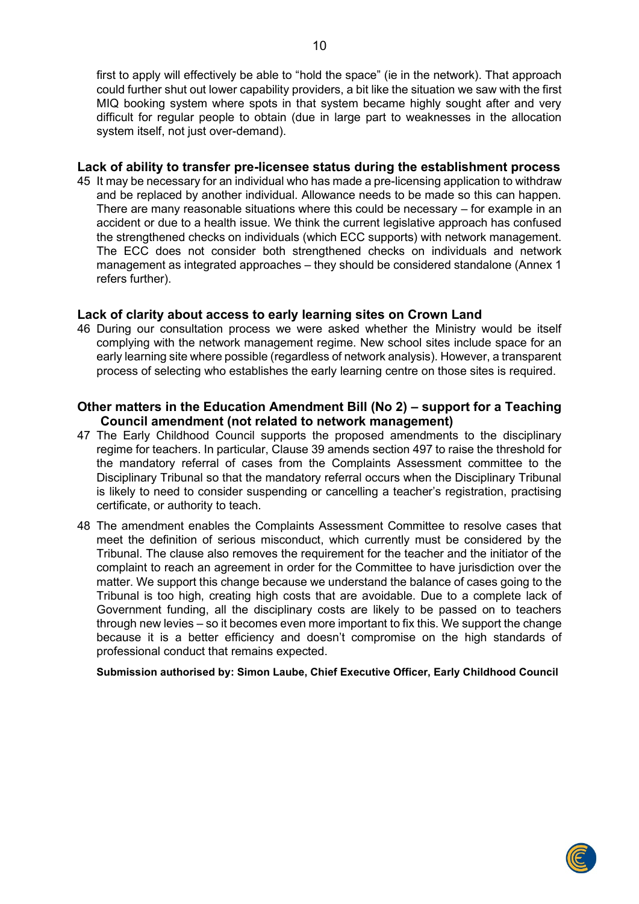first to apply will effectively be able to "hold the space" (ie in the network). That approach could further shut out lower capability providers, a bit like the situation we saw with the first MIQ booking system where spots in that system became highly sought after and very difficult for regular people to obtain (due in large part to weaknesses in the allocation system itself, not just over-demand).

### Lack of ability to transfer pre-licensee status during the establishment process

45 It may be necessary for an individual who has made a pre-licensing application to withdraw and be replaced by another individual. Allowance needs to be made so this can happen. There are many reasonable situations where this could be necessary – for example in an accident or due to a health issue. We think the current legislative approach has confused the strengthened checks on individuals (which ECC supports) with network management. The ECC does not consider both strengthened checks on individuals and network management as integrated approaches – they should be considered standalone (Annex 1 refers further).

### Lack of clarity about access to early learning sites on Crown Land

46 During our consultation process we were asked whether the Ministry would be itself complying with the network management regime. New school sites include space for an early learning site where possible (regardless of network analysis). However, a transparent process of selecting who establishes the early learning centre on those sites is required.

### Other matters in the Education Amendment Bill (No 2) – support for a Teaching Council amendment (not related to network management)

47 The Early Childhood Council supports the proposed amendments to the disciplinary regime for teachers. In particular, Clause 39 amends section 497 to raise the threshold for the mandatory referral of cases from the Complaints Assessment committee to the Disciplinary Tribunal so that the mandatory referral occurs when the Disciplinary Tribunal is likely to need to consider suspending or cancelling a teacher's registration, practising certificate, or authority to teach.

48 The amendment enables the Complaints Assessment Committee to resolve cases that meet the definition of serious misconduct, which currently must be considered by the Tribunal. The clause also removes the requirement for the teacher and the initiator of the complaint to reach an agreement in order for the Committee to have jurisdiction over the matter. We support this change because we understand the balance of cases going to the Tribunal is too high, creating high costs that are avoidable. Due to a complete lack of Government funding, all the disciplinary costs are likely to be passed on to teachers through new levies – so it becomes even more important to fix this. We support the change because it is a better efficiency and doesn't compromise on the high standards of professional conduct that remains expected.

**Submission authorised by: Simon Laube, Chief Executive Officer, Early Childhood Council**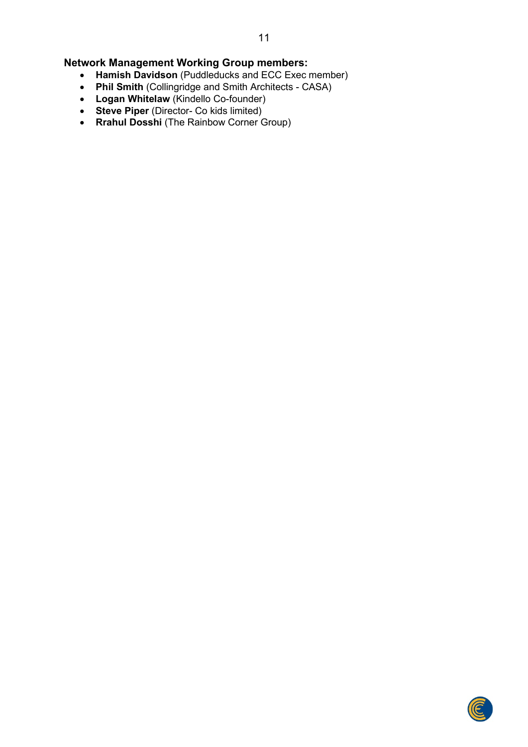**Network Management Working Group members:**

- **Hamish Davidson** (Puddleducks and ECC Exec member)
- **Phil Smith** (Collingridge and Smith Architects - CASA)
- **Logan Whitelaw** (Kindello Co-founder)
- **Steve Piper** (Director- Co kids limited)
- **Rrahul Dosshi** (The Rainbow Corner Group)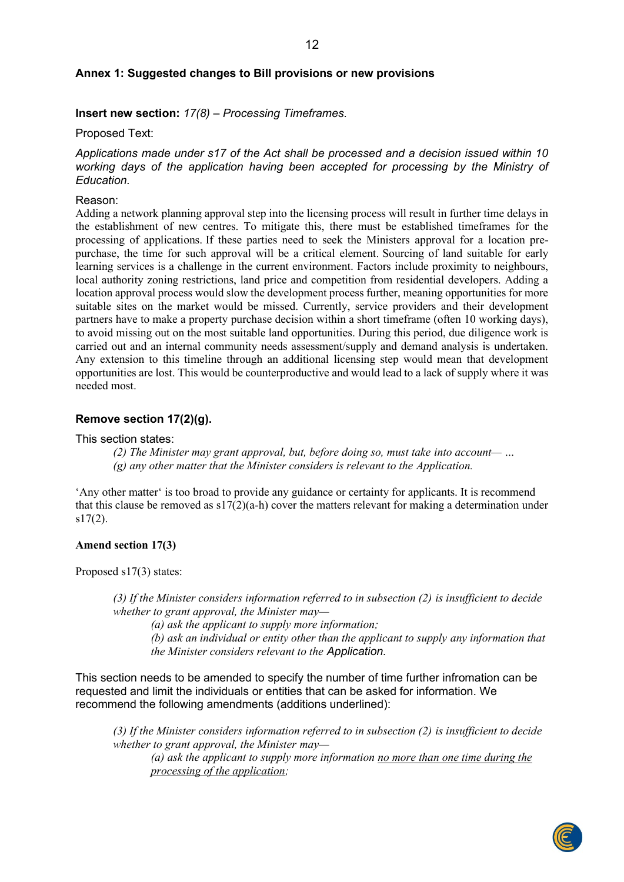## Annex 1: Suggested changes to Bill provisions or new provisions

**Insert new section:** *17(8) – Processing Timeframes.*

Proposed Text:

*Applications made under s17 of the Act shall be processed and a decision issued within 10 working days of the application having been accepted for processing by the Ministry of Education.*

Reason:

Adding a network planning approval step into the licensing process will result in further time delays in the establishment of new centres. To mitigate this, there must be established timeframes for the processing of applications. If these parties need to seek the Ministers approval for a location pre-purchase, the time for such approval will be a critical element. Sourcing of land suitable for early learning services is a challenge in the current environment. Factors include proximity to neighbours, local authority zoning restrictions, land price and competition from residential developers. Adding a location approval process would slow the development process further, meaning opportunities for more suitable sites on the market would be missed. Currently, service providers and their development partners have to make a property purchase decision within a short timeframe (often 10 working days), to avoid missing out on the most suitable land opportunities. During this period, due diligence work is carried out and an internal community needs assessment/supply and demand analysis is undertaken. Any extension to this timeline through an additional licensing step would mean that development opportunities are lost. This would be counterproductive and would lead to a lack of supply where it was needed most.

### Remove section 17(2)(g).

This section states:

> *(2) The Minister may grant approval, but, before doing so, must take into account— …*
> *(g) any other matter that the Minister considers is relevant to the Application.*

'Any other matter' is too broad to provide any guidance or certainty for applicants. It is recommend that this clause be removed as s17(2)(a-h) cover the matters relevant for making a determination under s17(2).

### Amend section 17(3)

Proposed s17(3) states:

> *(3) If the Minister considers information referred to in subsection (2) is insufficient to decide whether to grant approval, the Minister may—*
> *(a) ask the applicant to supply more information;*
> *(b) ask an individual or entity other than the applicant to supply any information that the Minister considers relevant to the Application.*

This section needs to be amended to specify the number of time further infromation can be requested and limit the individuals or entities that can be asked for information. We recommend the following amendments (additions underlined):

> *(3) If the Minister considers information referred to in subsection (2) is insufficient to decide whether to grant approval, the Minister may—*
> *(a) ask the applicant to supply more information <u>no more than one time during the processing of the application</u>;*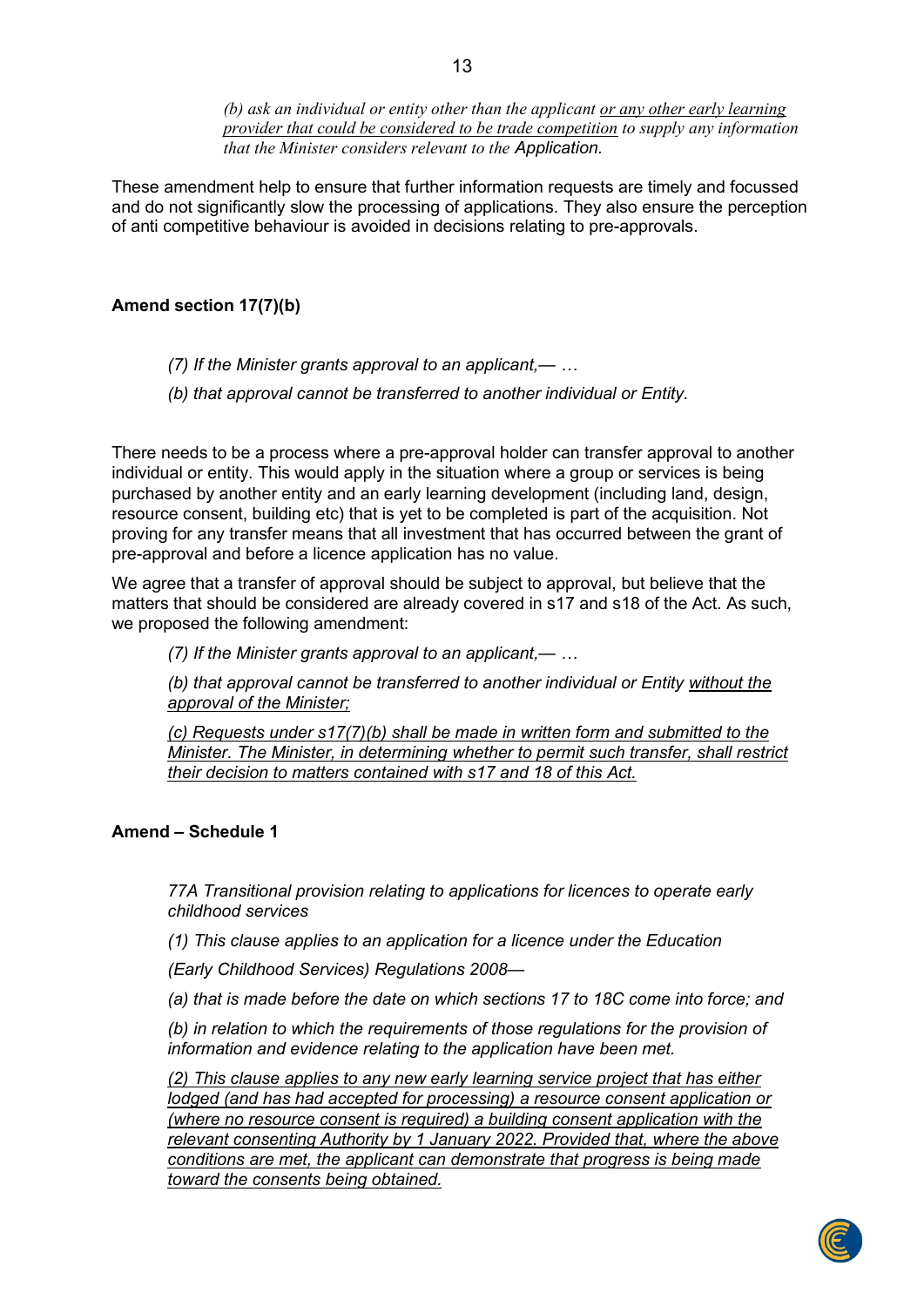*(b) ask an individual or entity other than the applicant <u>or any other early learning provider that could be considered to be trade competition</u> to supply any information that the Minister considers relevant to the Application.*

These amendment help to ensure that further information requests are timely and focussed and do not significantly slow the processing of applications. They also ensure the perception of anti competitive behaviour is avoided in decisions relating to pre-approvals.

**Amend section 17(7)(b)**

*(7) If the Minister grants approval to an applicant,— …*

*(b) that approval cannot be transferred to another individual or Entity.*

There needs to be a process where a pre-approval holder can transfer approval to another individual or entity. This would apply in the situation where a group or services is being purchased by another entity and an early learning development (including land, design, resource consent, building etc) that is yet to be completed is part of the acquisition. Not proving for any transfer means that all investment that has occurred between the grant of pre-approval and before a licence application has no value.

We agree that a transfer of approval should be subject to approval, but believe that the matters that should be considered are already covered in s17 and s18 of the Act. As such, we proposed the following amendment:

*(7) If the Minister grants approval to an applicant,— …*

*(b) that approval cannot be transferred to another individual or Entity <u>without the approval of the Minister;</u>*

*<u>(c) Requests under s17(7)(b) shall be made in written form and submitted to the Minister. The Minister, in determining whether to permit such transfer, shall restrict their decision to matters contained with s17 and 18 of this Act.</u>*

**Amend – Schedule 1**

*77A Transitional provision relating to applications for licences to operate early childhood services*

*(1) This clause applies to an application for a licence under the Education*

*(Early Childhood Services) Regulations 2008—*

*(a) that is made before the date on which sections 17 to 18C come into force; and*

*(b) in relation to which the requirements of those regulations for the provision of information and evidence relating to the application have been met.*

*<u>(2) This clause applies to any new early learning service project that has either lodged (and has had accepted for processing) a resource consent application or (where no resource consent is required) a building consent application with the relevant consenting Authority by 1 January 2022. Provided that, where the above conditions are met, the applicant can demonstrate that progress is being made toward the consents being obtained.</u>*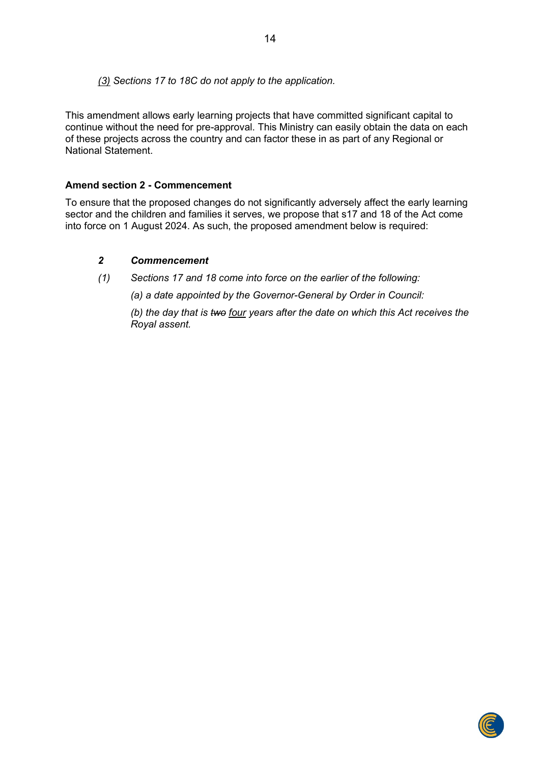*<u>(3)</u> Sections 17 to 18C do not apply to the application.*

This amendment allows early learning projects that have committed significant capital to continue without the need for pre-approval. This Ministry can easily obtain the data on each of these projects across the country and can factor these in as part of any Regional or National Statement.

**Amend section 2 - Commencement**

To ensure that the proposed changes do not significantly adversely affect the early learning sector and the children and families it serves, we propose that s17 and 18 of the Act come into force on 1 August 2024. As such, the proposed amendment below is required:

***2 Commencement***

*(1) Sections 17 and 18 come into force on the earlier of the following:*

*(a) a date appointed by the Governor-General by Order in Council:*

*(b) the day that is ~~two~~ <u>four</u> years after the date on which this Act receives the Royal assent.*